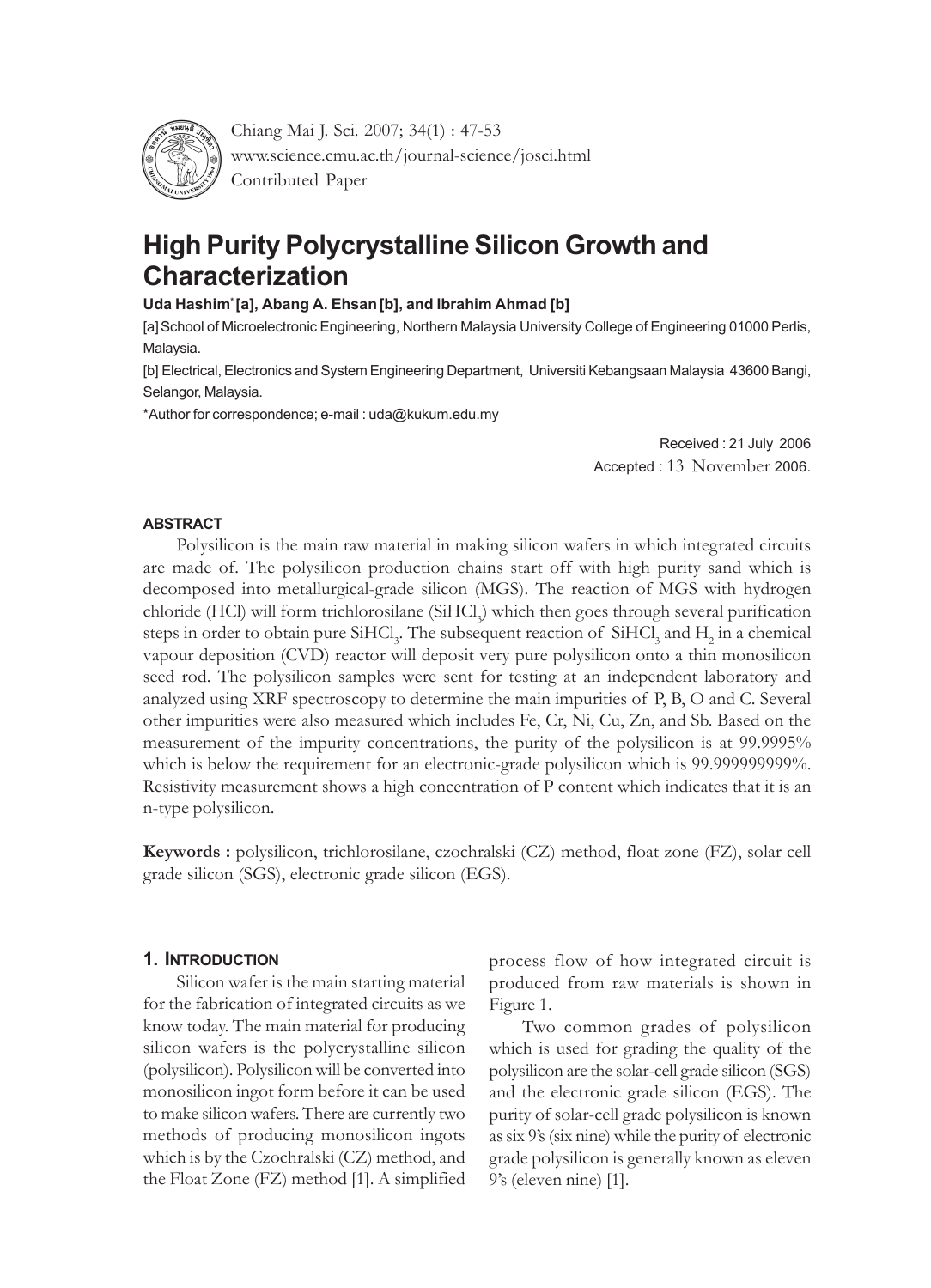# High Purity Polycrystalline Silicon Growth and Characterization

**Uda Hashim[*] [a], Abang A. Ehsan [b], and Ibrahim Ahmad [b]**

[a] School of Microelectronic Engineering, Northern Malaysia University College of Engineering 01000 Perlis, Malaysia.

[b] Electrical, Electronics and System Engineering Department, Universiti Kebangsaan Malaysia 43600 Bangi, Selangor, Malaysia.

*Author for correspondence; e-mail : uda@kukum.edu.my

Received : 21 July 2006
Accepted : 13 November 2006.

#### ABSTRACT

Polysilicon is the main raw material in making silicon wafers in which integrated circuits are made of. The polysilicon production chains start off with high purity sand which is decomposed into metallurgical-grade silicon (MGS). The reaction of MGS with hydrogen chloride (HCl) will form trichlorosilane ($SiHCl_3$) which then goes through several purification steps in order to obtain pure $SiHCl_3$. The subsequent reaction of $SiHCl_3$ and $H_2$ in a chemical vapour deposition (CVD) reactor will deposit very pure polysilicon onto a thin monosilicon seed rod. The polysilicon samples were sent for testing at an independent laboratory and analyzed using XRF spectroscopy to determine the main impurities of P, B, O and C. Several other impurities were also measured which includes Fe, Cr, Ni, Cu, Zn, and Sb. Based on the measurement of the impurity concentrations, the purity of the polysilicon is at 99.9995% which is below the requirement for an electronic-grade polysilicon which is 99.999999999%. Resistivity measurement shows a high concentration of P content which indicates that it is an n-type polysilicon.

**Keywords :** polysilicon, trichlorosilane, czochralski (CZ) method, float zone (FZ), solar cell grade silicon (SGS), electronic grade silicon (EGS).

## 1. Introduction

Silicon wafer is the main starting material for the fabrication of integrated circuits as we know today. The main material for producing silicon wafers is the polycrystalline silicon (polysilicon). Polysilicon will be converted into monosilicon ingot form before it can be used to make silicon wafers. There are currently two methods of producing monosilicon ingots which is by the Czochralski (CZ) method, and the Float Zone (FZ) method [1]. A simplified process flow of how integrated circuit is produced from raw materials is shown in Figure 1.

Two common grades of polysilicon which is used for grading the quality of the polysilicon are the solar-cell grade silicon (SGS) and the electronic grade silicon (EGS). The purity of solar-cell grade polysilicon is known as six 9's (six nine) while the purity of electronic grade polysilicon is generally known as eleven 9's (eleven nine) [1].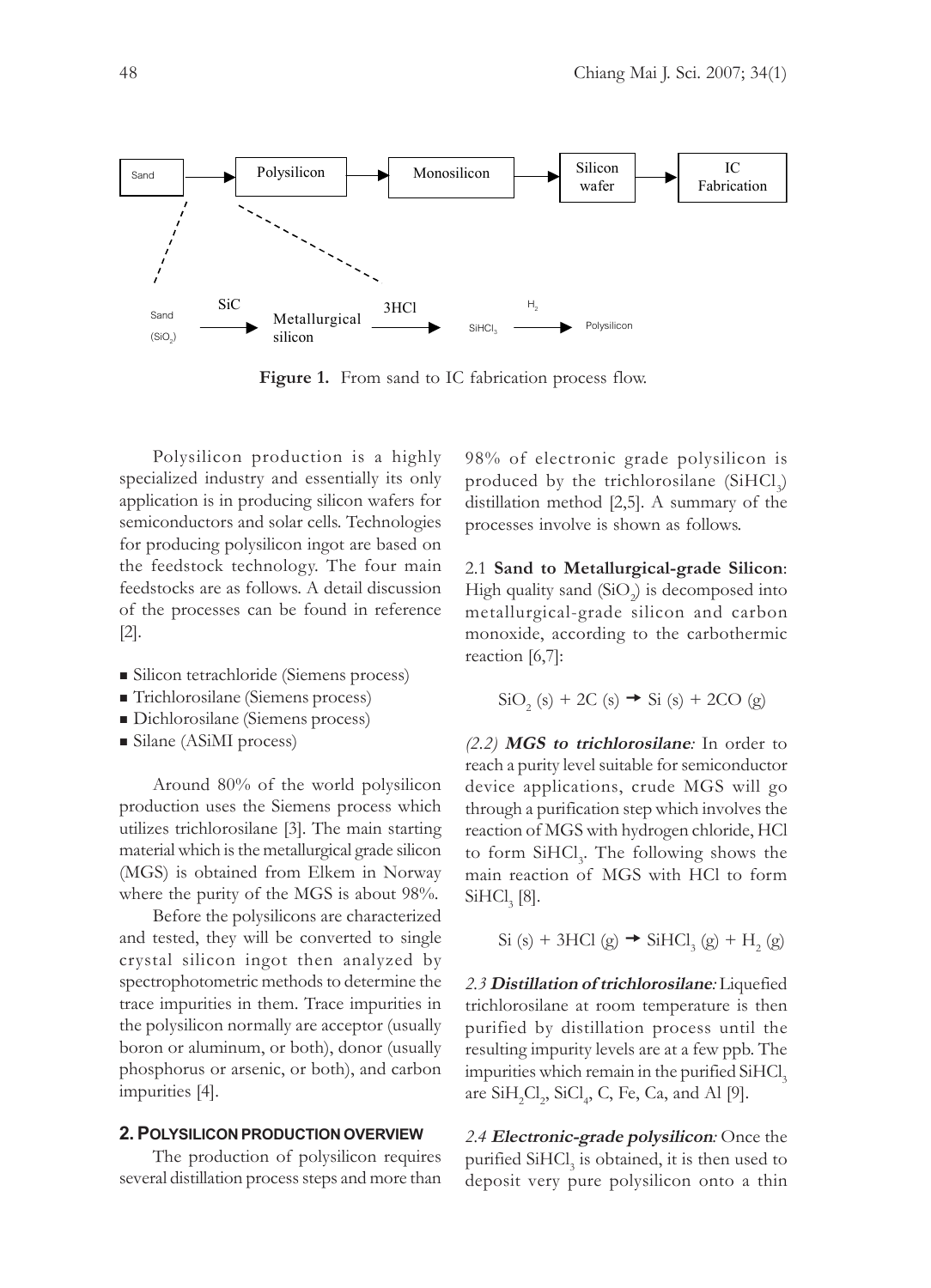Sand → Polysilicon → Monosilicon → Silicon wafer → IC Fabrication

Sand ($SiO_2$) —SiC→ Metallurgical silicon —3HCl→ $SiHCl_3$ —$H_2$→ Polysilicon

**Figure 1.** From sand to IC fabrication process flow.

Polysilicon production is a highly specialized industry and essentially its only application is in producing silicon wafers for semiconductors and solar cells. Technologies for producing polysilicon ingot are based on the feedstock technology. The four main feedstocks are as follows. A detail discussion of the processes can be found in reference [2].

- Silicon tetrachloride (Siemens process)
- Trichlorosilane (Siemens process)
- Dichlorosilane (Siemens process)
- Silane (ASiMI process)

Around 80% of the world polysilicon production uses the Siemens process which utilizes trichlorosilane [3]. The main starting material which is the metallurgical grade silicon (MGS) is obtained from Elkem in Norway where the purity of the MGS is about 98%.

Before the polysilicons are characterized and tested, they will be converted to single crystal silicon ingot then analyzed by spectrophotometric methods to determine the trace impurities in them. Trace impurities in the polysilicon normally are acceptor (usually boron or aluminum, or both), donor (usually phosphorus or arsenic, or both), and carbon impurities [4].

## 2. POLYSILICON PRODUCTION OVERVIEW

The production of polysilicon requires several distillation process steps and more than 98% of electronic grade polysilicon is produced by the trichlorosilane ($SiHCl_3$) distillation method [2,5]. A summary of the processes involve is shown as follows.

2.1 **Sand to Metallurgical-grade Silicon**: High quality sand ($SiO_2$) is decomposed into metallurgical-grade silicon and carbon monoxide, according to the carbothermic reaction [6,7]:

$$SiO_2\ (s) + 2C\ (s) \rightarrow Si\ (s) + 2CO\ (g)$$

*(2.2)* ***MGS to trichlorosilane**:* In order to reach a purity level suitable for semiconductor device applications, crude MGS will go through a purification step which involves the reaction of MGS with hydrogen chloride, HCl to form $SiHCl_3$. The following shows the main reaction of MGS with HCl to form $SiHCl_3$ [8].

$$Si\ (s) + 3HCl\ (g) \rightarrow SiHCl_3\ (g) + H_2\ (g)$$

*2.3* ***Distillation of trichlorosilane**:* Liquefied trichlorosilane at room temperature is then purified by distillation process until the resulting impurity levels are at a few ppb. The impurities which remain in the purified $SiHCl_3$ are $SiH_2Cl_2$, $SiCl_4$, C, Fe, Ca, and Al [9].

*2.4* ***Electronic-grade polysilicon**:* Once the purified $SiHCl_3$ is obtained, it is then used to deposit very pure polysilicon onto a thin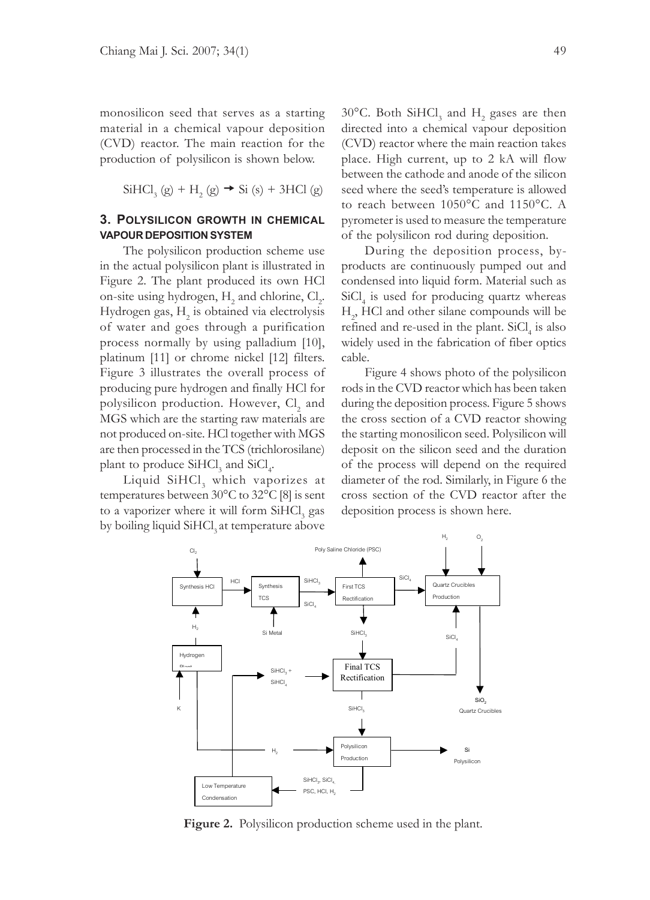monosilicon seed that serves as a starting material in a chemical vapour deposition (CVD) reactor. The main reaction for the production of polysilicon is shown below.

$$SiHCl_3\ (g) + H_2\ (g) \rightarrow Si\ (s) + 3HCl\ (g)$$

## 3. Polysilicon Growth in Chemical Vapour Deposition System

The polysilicon production scheme use in the actual polysilicon plant is illustrated in Figure 2. The plant produced its own HCl on-site using hydrogen, $H_2$ and chlorine, $Cl_2$. Hydrogen gas, $H_2$ is obtained via electrolysis of water and goes through a purification process normally by using palladium [10], platinum [11] or chrome nickel [12] filters. Figure 3 illustrates the overall process of producing pure hydrogen and finally HCl for polysilicon production. However, $Cl_2$ and MGS which are the starting raw materials are not produced on-site. HCl together with MGS are then processed in the TCS (trichlorosilane) plant to produce $SiHCl_3$ and $SiCl_4$.

Liquid $SiHCl_3$ which vaporizes at temperatures between 30°C to 32°C [8] is sent to a vaporizer where it will form $SiHCl_3$ gas by boiling liquid $SiHCl_3$ at temperature above 30°C. Both $SiHCl_3$ and $H_2$ gases are then directed into a chemical vapour deposition (CVD) reactor where the main reaction takes place. High current, up to 2 kA will flow between the cathode and anode of the silicon seed where the seed's temperature is allowed to reach between 1050°C and 1150°C. A pyrometer is used to measure the temperature of the polysilicon rod during deposition.

During the deposition process, by-products are continuously pumped out and condensed into liquid form. Material such as $SiCl_4$ is used for producing quartz whereas $H_2$, HCl and other silane compounds will be refined and re-used in the plant. $SiCl_4$ is also widely used in the fabrication of fiber optics cable.

Figure 4 shows photo of the polysilicon rods in the CVD reactor which has been taken during the deposition process. Figure 5 shows the cross section of a CVD reactor showing the starting monosilicon seed. Polysilicon will deposit on the silicon seed and the duration of the process will depend on the required diameter of the rod. Similarly, in Figure 6 the cross section of the CVD reactor after the deposition process is shown here.

```
Cl2 -> [Synthesis HCl] --HCl--> [Synthesis TCS] --SiHCl3, SiCl4--> [First TCS Rectification] --SiCl4--> [Quartz Crucibles Production] (+ H2, O2) -> SiO2 Quartz Crucibles
H2 (from Hydrogen Plant, K) -> [Synthesis HCl]
Si Metal -> [Synthesis TCS]
[First TCS Rectification] -> Poly Saline Chloride (PSC)
[First TCS Rectification] --SiHCl3--> [Final TCS Rectification] --SiCl4--> [Quartz Crucibles Production]
SiHCl3 + SiCl4 -> [Final TCS Rectification]
[Final TCS Rectification] --SiHCl3--> [Polysilicon Production] -> Si Polysilicon
Hydrogen Plant --H2--> [Polysilicon Production]
[Polysilicon Production] --SiHCl3, SiCl4, PSC, HCl, H2--> [Low Temperature Condensation] -> SiHCl3 + SiCl4
```

**Figure 2.** Polysilicon production scheme used in the plant.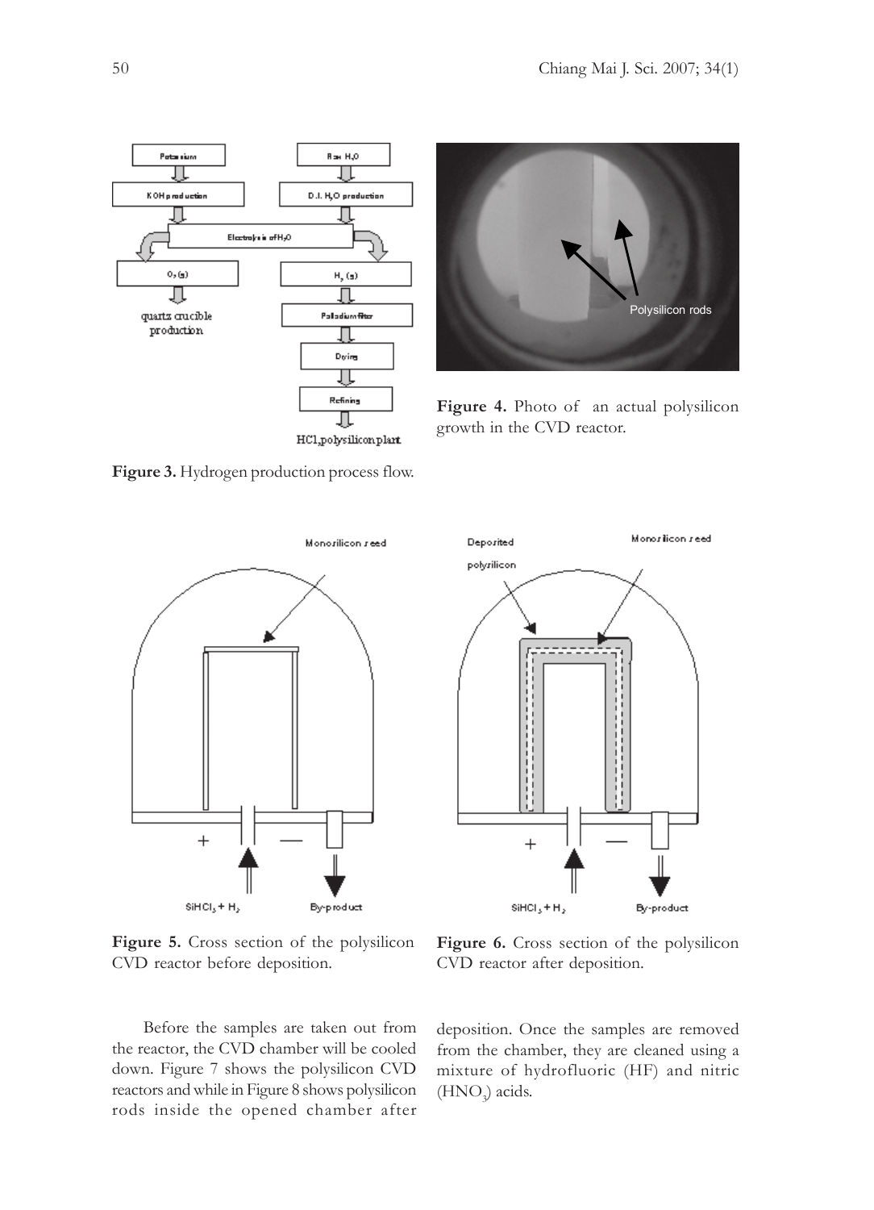Figure 3. Hydrogen production process flow.

Figure 4. Photo of an actual polysilicon growth in the CVD reactor.

Figure 5. Cross section of the polysilicon CVD reactor before deposition.

Figure 6. Cross section of the polysilicon CVD reactor after deposition.

Before the samples are taken out from the reactor, the CVD chamber will be cooled down. Figure 7 shows the polysilicon CVD reactors and while in Figure 8 shows polysilicon rods inside the opened chamber after deposition. Once the samples are removed from the chamber, they are cleaned using a mixture of hydrofluoric (HF) and nitric ($HNO_3$) acids.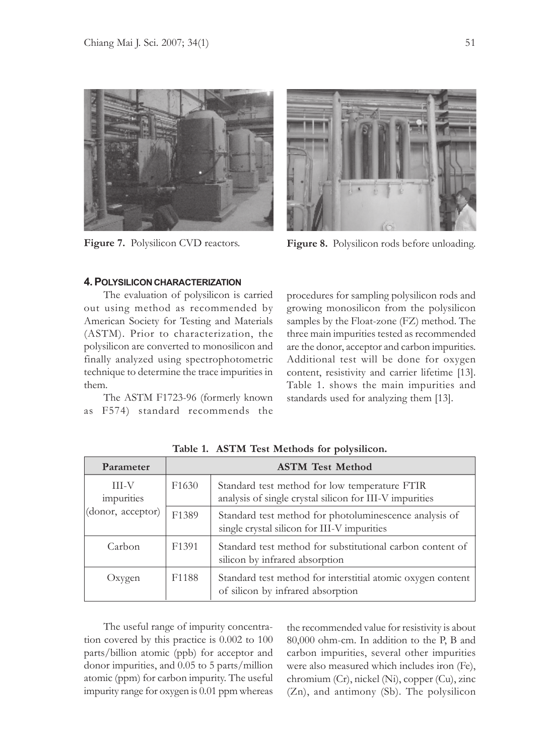Figure 7. Polysilicon CVD reactors.

Figure 8. Polysilicon rods before unloading.

## 4. POLYSILICON CHARACTERIZATION

The evaluation of polysilicon is carried out using method as recommended by American Society for Testing and Materials (ASTM). Prior to characterization, the polysilicon are converted to monosilicon and finally analyzed using spectrophotometric technique to determine the trace impurities in them.

The ASTM F1723-96 (formerly known as F574) standard recommends the procedures for sampling polysilicon rods and growing monosilicon from the polysilicon samples by the Float-zone (FZ) method. The three main impurities tested as recommended are the donor, acceptor and carbon impurities. Additional test will be done for oxygen content, resistivity and carrier lifetime [13]. Table 1. shows the main impurities and standards used for analyzing them [13].

**Table 1. ASTM Test Methods for polysilicon.**

| Parameter | ASTM Test Method | |
|---|---|---|
| III-V impurities (donor, acceptor) | F1630 | Standard test method for low temperature FTIR analysis of single crystal silicon for III-V impurities |
| | F1389 | Standard test method for photoluminescence analysis of single crystal silicon for III-V impurities |
| Carbon | F1391 | Standard test method for substitutional carbon content of silicon by infrared absorption |
| Oxygen | F1188 | Standard test method for interstitial atomic oxygen content of silicon by infrared absorption |

The useful range of impurity concentration covered by this practice is 0.002 to 100 parts/billion atomic (ppb) for acceptor and donor impurities, and 0.05 to 5 parts/million atomic (ppm) for carbon impurity. The useful impurity range for oxygen is 0.01 ppm whereas the recommended value for resistivity is about 80,000 ohm-cm. In addition to the P, B and carbon impurities, several other impurities were also measured which includes iron (Fe), chromium (Cr), nickel (Ni), copper (Cu), zinc (Zn), and antimony (Sb). The polysilicon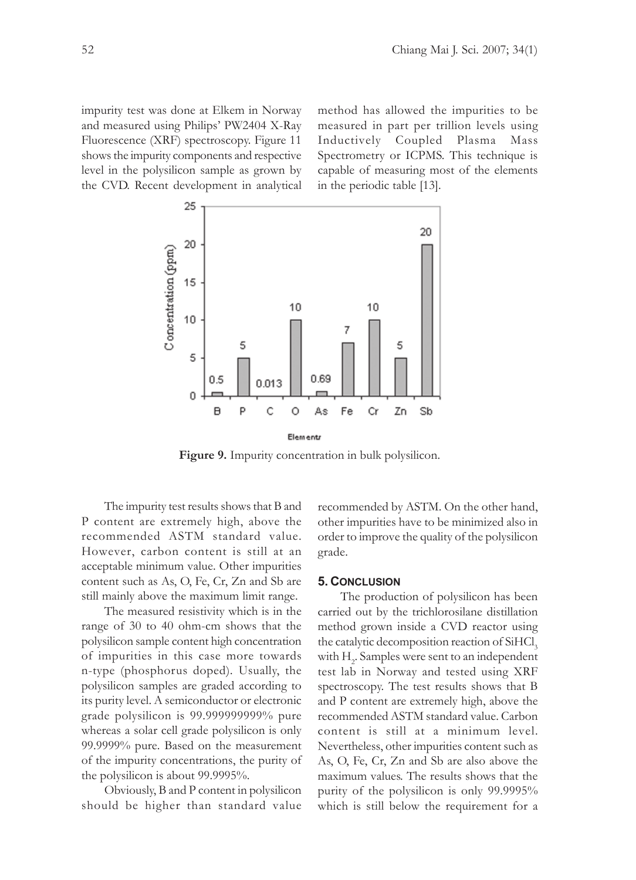impurity test was done at Elkem in Norway and measured using Philips' PW2404 X-Ray Fluorescence (XRF) spectroscopy. Figure 11 shows the impurity components and respective level in the polysilicon sample as grown by the CVD. Recent development in analytical method has allowed the impurities to be measured in part per trillion levels using Inductively Coupled Plasma Mass Spectrometry or ICPMS. This technique is capable of measuring most of the elements in the periodic table [13].

**Figure 9.** Impurity concentration in bulk polysilicon.

The impurity test results shows that B and P content are extremely high, above the recommended ASTM standard value. However, carbon content is still at an acceptable minimum value. Other impurities content such as As, O, Fe, Cr, Zn and Sb are still mainly above the maximum limit range.

The measured resistivity which is in the range of 30 to 40 ohm-cm shows that the polysilicon sample content high concentration of impurities in this case more towards n-type (phosphorus doped). Usually, the polysilicon samples are graded according to its purity level. A semiconductor or electronic grade polysilicon is 99.999999999% pure whereas a solar cell grade polysilicon is only 99.9999% pure. Based on the measurement of the impurity concentrations, the purity of the polysilicon is about 99.9995%.

Obviously, B and P content in polysilicon should be higher than standard value recommended by ASTM. On the other hand, other impurities have to be minimized also in order to improve the quality of the polysilicon grade.

## 5. Conclusion

The production of polysilicon has been carried out by the trichlorosilane distillation method grown inside a CVD reactor using the catalytic decomposition reaction of $SiHCl_3$ with $H_2$. Samples were sent to an independent test lab in Norway and tested using XRF spectroscopy. The test results shows that B and P content are extremely high, above the recommended ASTM standard value. Carbon content is still at a minimum level. Nevertheless, other impurities content such as As, O, Fe, Cr, Zn and Sb are also above the maximum values. The results shows that the purity of the polysilicon is only 99.9995% which is still below the requirement for a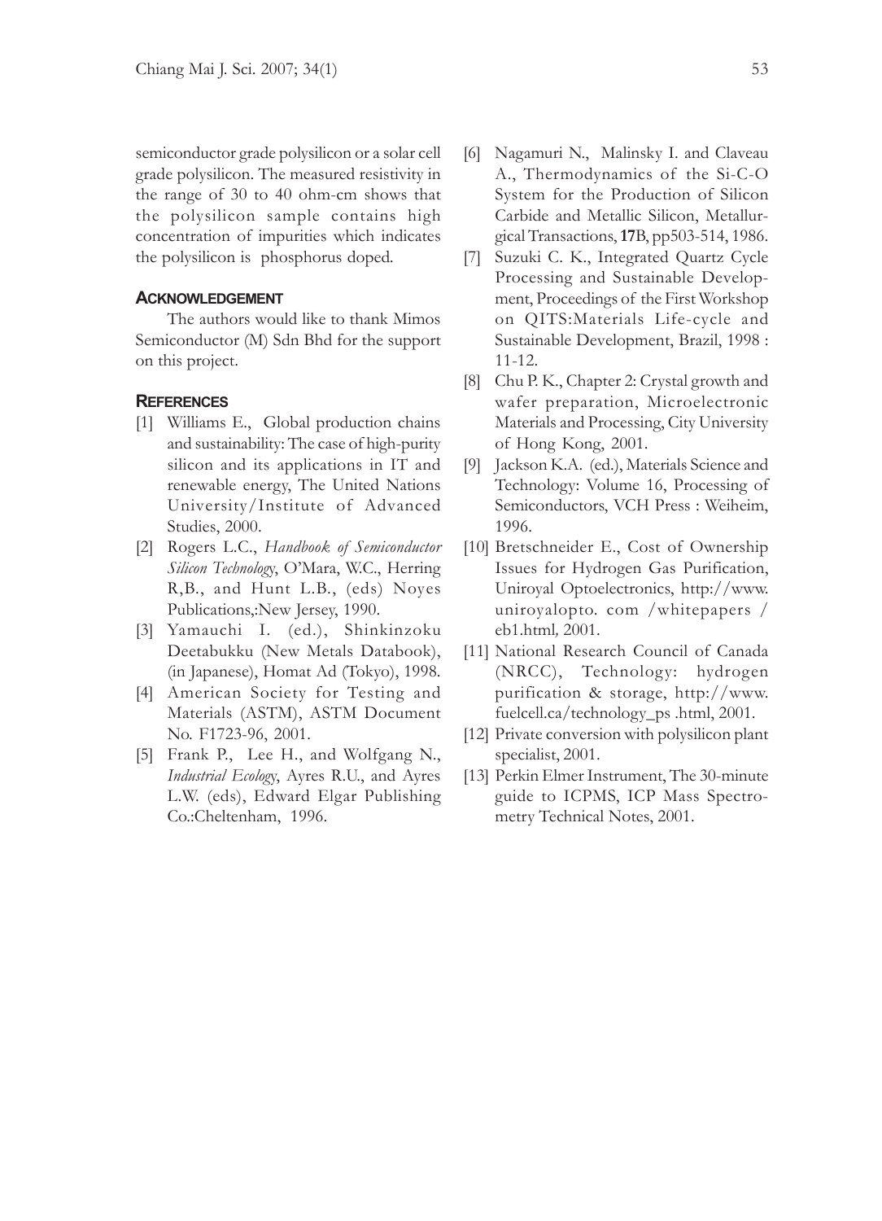semiconductor grade polysilicon or a solar cell grade polysilicon. The measured resistivity in the range of 30 to 40 ohm-cm shows that the polysilicon sample contains high concentration of impurities which indicates the polysilicon is phosphorus doped.

## Acknowledgement

The authors would like to thank Mimos Semiconductor (M) Sdn Bhd for the support on this project.

## References

[1] Williams E., Global production chains and sustainability: The case of high-purity silicon and its applications in IT and renewable energy, The United Nations University/Institute of Advanced Studies, 2000.

[2] Rogers L.C., *Handbook of Semiconductor Silicon Technology*, O'Mara, W.C., Herring R,B., and Hunt L.B., (eds) Noyes Publications,:New Jersey, 1990.

[3] Yamauchi I. (ed.), Shinkinzoku Deetabukku (New Metals Databook), (in Japanese), Homat Ad (Tokyo), 1998.

[4] American Society for Testing and Materials (ASTM), ASTM Document No. F1723-96, 2001.

[5] Frank P., Lee H., and Wolfgang N., *Industrial Ecology*, Ayres R.U., and Ayres L.W. (eds), Edward Elgar Publishing Co.:Cheltenham, 1996.

[6] Nagamuri N., Malinsky I. and Claveau A., Thermodynamics of the Si-C-O System for the Production of Silicon Carbide and Metallic Silicon, Metallurgical Transactions, **17**B, pp503-514, 1986.

[7] Suzuki C. K., Integrated Quartz Cycle Processing and Sustainable Development, Proceedings of the First Workshop on QITS:Materials Life-cycle and Sustainable Development, Brazil, 1998 : 11-12.

[8] Chu P. K., Chapter 2: Crystal growth and wafer preparation, Microelectronic Materials and Processing, City University of Hong Kong, 2001.

[9] Jackson K.A. (ed.), Materials Science and Technology: Volume 16, Processing of Semiconductors, VCH Press : Weiheim, 1996.

[10] Bretschneider E., Cost of Ownership Issues for Hydrogen Gas Purification, Uniroyal Optoelectronics, http://www.uniroyalopto. com /whitepapers / eb1.html, 2001.

[11] National Research Council of Canada (NRCC), Technology: hydrogen purification & storage, http://www.fuelcell.ca/technology_ps .html, 2001.

[12] Private conversion with polysilicon plant specialist, 2001.

[13] Perkin Elmer Instrument, The 30-minute guide to ICPMS, ICP Mass Spectrometry Technical Notes, 2001.